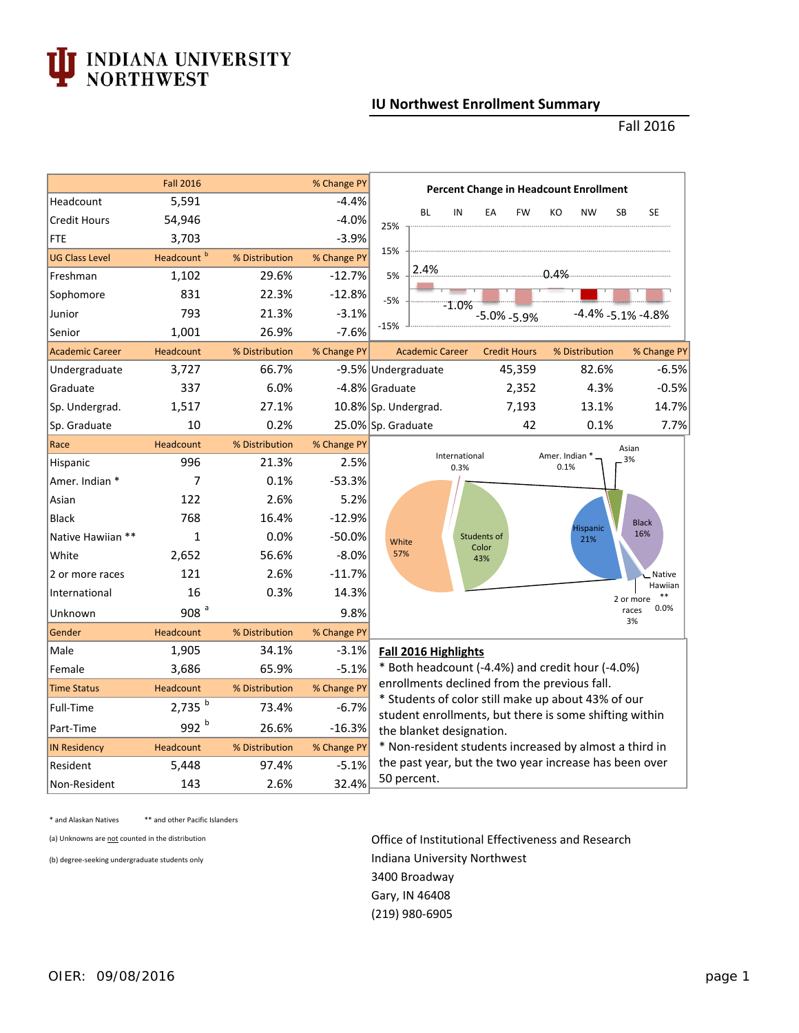# INDIANA UNIVERSITY NORTHWEST

## IU Northwest Enrollment Summary

Fall 2016

| | Fall 2016 | | % Change PY |
|---|---|---|---|
| Headcount | 5,591 | | -4.4% |
| Credit Hours | 54,946 | | -4.0% |
| FTE | 3,703 | | -3.9% |
| **UG Class Level** | **Headcount [b]** | **% Distribution** | **% Change PY** |
| Freshman | 1,102 | 29.6% | -12.7% |
| Sophomore | 831 | 22.3% | -12.8% |
| Junior | 793 | 21.3% | -3.1% |
| Senior | 1,001 | 26.9% | -7.6% |
| **Academic Career** | **Headcount** | **% Distribution** | **% Change PY** |
| Undergraduate | 3,727 | 66.7% | -9.5% |
| Graduate | 337 | 6.0% | -4.8% |
| Sp. Undergrad. | 1,517 | 27.1% | 10.8% |
| Sp. Graduate | 10 | 0.2% | 25.0% |
| **Race** | **Headcount** | **% Distribution** | **% Change PY** |
| Hispanic | 996 | 21.3% | 2.5% |
| Amer. Indian * | 7 | 0.1% | -53.3% |
| Asian | 122 | 2.6% | 5.2% |
| Black | 768 | 16.4% | -12.9% |
| Native Hawiian ** | 1 | 0.0% | -50.0% |
| White | 2,652 | 56.6% | -8.0% |
| 2 or more races | 121 | 2.6% | -11.7% |
| International | 16 | 0.3% | 14.3% |
| Unknown | 908 [a] | | 9.8% |
| **Gender** | **Headcount** | **% Distribution** | **% Change PY** |
| Male | 1,905 | 34.1% | -3.1% |
| Female | 3,686 | 65.9% | -5.1% |
| **Time Status** | **Headcount** | **% Distribution** | **% Change PY** |
| Full-Time | 2,735 [b] | 73.4% | -6.7% |
| Part-Time | 992 [b] | 26.6% | -16.3% |
| **IN Residency** | **Headcount** | **% Distribution** | **% Change PY** |
| Resident | 5,448 | 97.4% | -5.1% |
| Non-Resident | 143 | 2.6% | 32.4% |

**Percent Change in Headcount Enrollment**

| BL | IN | EA | FW | KO | NW | SB | SE |
|---|---|---|---|---|---|---|---|
| 2.4% | -1.0% | -5.0% | -5.9% | 0.4% | -4.4% | -5.1% | -4.8% |

| Academic Career | Credit Hours | % Distribution | % Change PY |
|---|---|---|---|
| Undergraduate | 45,359 | 82.6% | -6.5% |
| Graduate | 2,352 | 4.3% | -0.5% |
| Sp. Undergrad. | 7,193 | 13.1% | 14.7% |
| Sp. Graduate | 42 | 0.1% | 7.7% |

White 57%; Students of Color 43%; International 0.3%. Students of Color breakdown: Hispanic 21%; Black 16%; Asian 3%; Amer. Indian * 0.1%; Native Hawiian ** 0.0%; 2 or more races 3%.

**Fall 2016 Highlights**

* Both headcount (-4.4%) and credit hour (-4.0%) enrollments declined from the previous fall.
* Students of color still make up about 43% of our student enrollments, but there is some shifting within the blanket designation.
* Non-resident students increased by almost a third in the past year, but the two year increase has been over 50 percent.

\* and Alaskan Natives ** and other Pacific Islanders

(a) Unknowns are not counted in the distribution

(b) degree-seeking undergraduate students only

Office of Institutional Effectiveness and Research
Indiana University Northwest
3400 Broadway
Gary, IN 46408
(219) 980-6905

OIER: 09/08/2016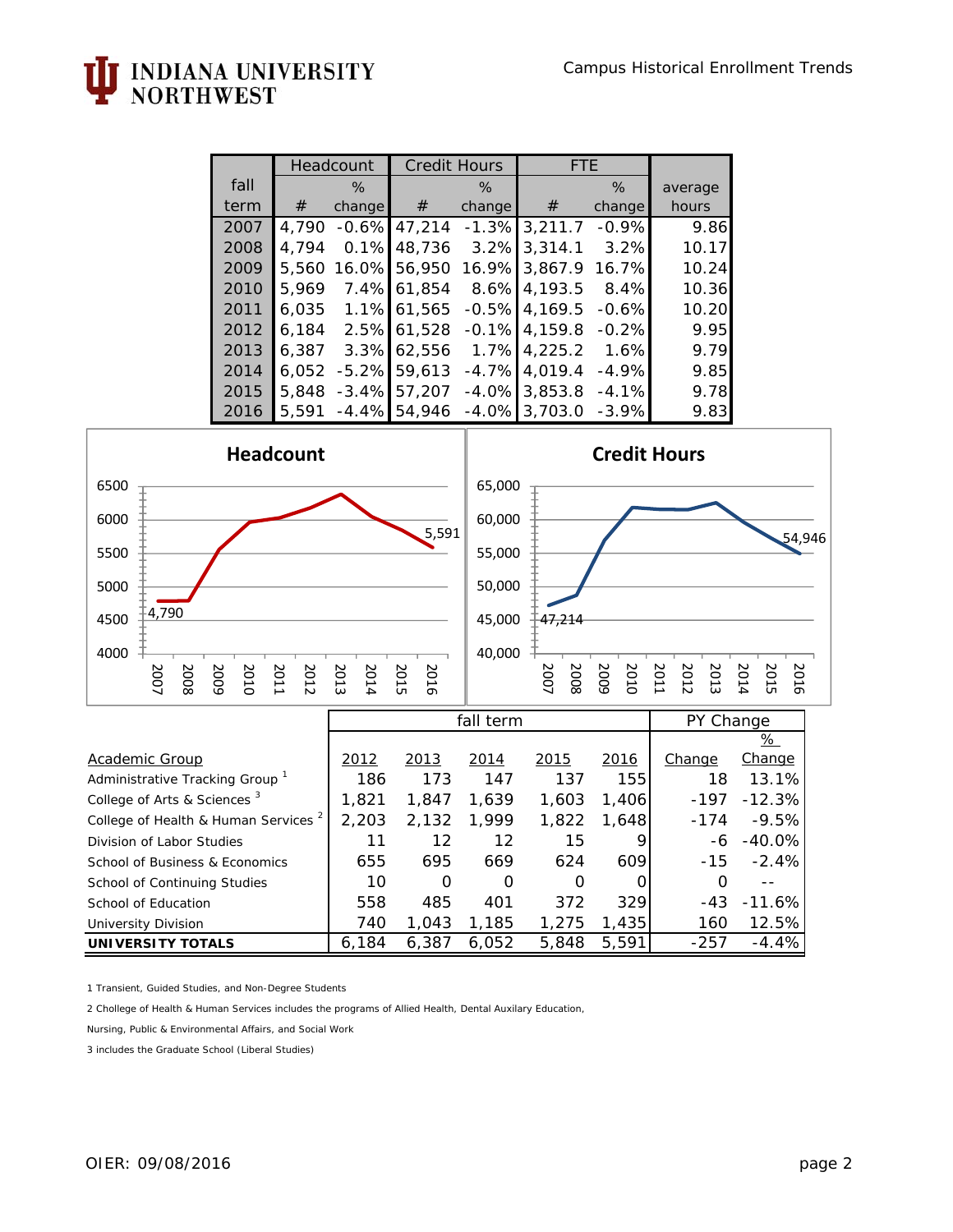INDIANA UNIVERSITY NORTHWEST

Campus Historical Enrollment Trends

| fall term | Headcount # | Headcount % change | Credit Hours # | Credit Hours % change | FTE # | FTE % change | average hours |
|---|---|---|---|---|---|---|---|
| 2007 | 4,790 | -0.6% | 47,214 | -1.3% | 3,211.7 | -0.9% | 9.86 |
| 2008 | 4,794 | 0.1% | 48,736 | 3.2% | 3,314.1 | 3.2% | 10.17 |
| 2009 | 5,560 | 16.0% | 56,950 | 16.9% | 3,867.9 | 16.7% | 10.24 |
| 2010 | 5,969 | 7.4% | 61,854 | 8.6% | 4,193.5 | 8.4% | 10.36 |
| 2011 | 6,035 | 1.1% | 61,565 | -0.5% | 4,169.5 | -0.6% | 10.20 |
| 2012 | 6,184 | 2.5% | 61,528 | -0.1% | 4,159.8 | -0.2% | 9.95 |
| 2013 | 6,387 | 3.3% | 62,556 | 1.7% | 4,225.2 | 1.6% | 9.79 |
| 2014 | 6,052 | -5.2% | 59,613 | -4.7% | 4,019.4 | -4.9% | 9.85 |
| 2015 | 5,848 | -3.4% | 57,207 | -4.0% | 3,853.8 | -4.1% | 9.78 |
| 2016 | 5,591 | -4.4% | 54,946 | -4.0% | 3,703.0 | -3.9% | 9.83 |

**Headcount**

6500
6000
5500
5000
4500
4000
4,790
5,591
2007 2008 2009 2010 2011 2012 2013 2014 2015 2016

**Credit Hours**

65,000
60,000
55,000
50,000
45,000
40,000
47,214
54,946
2007 2008 2009 2010 2011 2012 2013 2014 2015 2016

| Academic Group | fall term 2012 | 2013 | 2014 | 2015 | 2016 | PY Change: Change | % Change |
|---|---|---|---|---|---|---|---|
| Administrative Tracking Group [1] | 186 | 173 | 147 | 137 | 155 | 18 | 13.1% |
| College of Arts & Sciences [3] | 1,821 | 1,847 | 1,639 | 1,603 | 1,406 | -197 | -12.3% |
| College of Health & Human Services [2] | 2,203 | 2,132 | 1,999 | 1,822 | 1,648 | -174 | -9.5% |
| Division of Labor Studies | 11 | 12 | 12 | 15 | 9 | -6 | -40.0% |
| School of Business & Economics | 655 | 695 | 669 | 624 | 609 | -15 | -2.4% |
| School of Continuing Studies | 10 | 0 | 0 | 0 | 0 | 0 | -- |
| School of Education | 558 | 485 | 401 | 372 | 329 | -43 | -11.6% |
| University Division | 740 | 1,043 | 1,185 | 1,275 | 1,435 | 160 | 12.5% |
| **UNIVERSITY TOTALS** | 6,184 | 6,387 | 6,052 | 5,848 | 5,591 | -257 | -4.4% |

1 Transient, Guided Studies, and Non-Degree Students

2 Chollege of Health & Human Services includes the programs of Allied Health, Dental Auxilary Education, Nursing, Public & Environmental Affairs, and Social Work

3 includes the Graduate School (Liberal Studies)

OIER: 09/08/2016